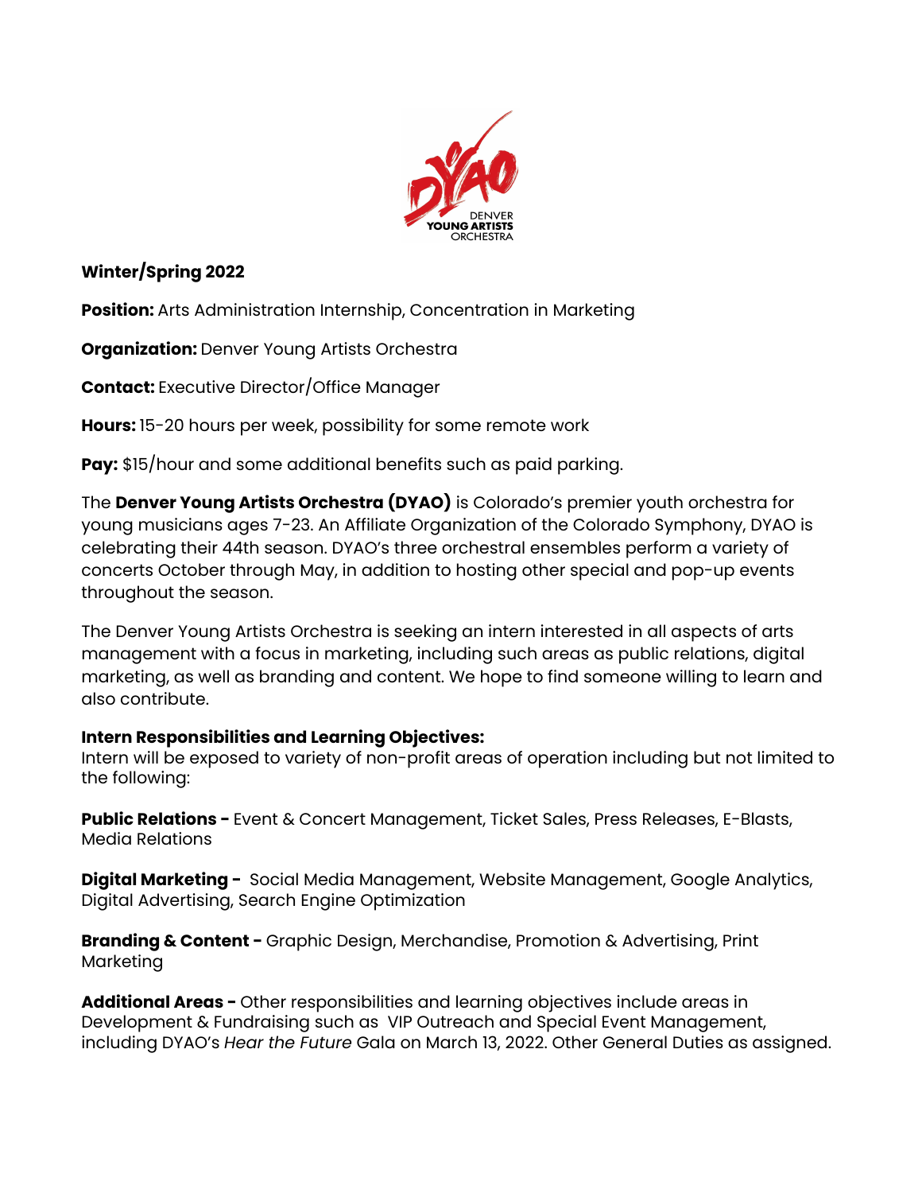DENVER YOUNG ARTISTS ORCHESTRA

**Winter/Spring 2022**

**Position:** Arts Administration Internship, Concentration in Marketing

**Organization:** Denver Young Artists Orchestra

**Contact:** Executive Director/Office Manager

**Hours:** 15-20 hours per week, possibility for some remote work

**Pay:** $15/hour and some additional benefits such as paid parking.

The **Denver Young Artists Orchestra (DYAO)** is Colorado's premier youth orchestra for young musicians ages 7-23. An Affiliate Organization of the Colorado Symphony, DYAO is celebrating their 44th season. DYAO's three orchestral ensembles perform a variety of concerts October through May, in addition to hosting other special and pop-up events throughout the season.

The Denver Young Artists Orchestra is seeking an intern interested in all aspects of arts management with a focus in marketing, including such areas as public relations, digital marketing, as well as branding and content. We hope to find someone willing to learn and also contribute.

**Intern Responsibilities and Learning Objectives:**
Intern will be exposed to variety of non-profit areas of operation including but not limited to the following:

**Public Relations -** Event & Concert Management, Ticket Sales, Press Releases, E-Blasts, Media Relations

**Digital Marketing -** Social Media Management, Website Management, Google Analytics, Digital Advertising, Search Engine Optimization

**Branding & Content -** Graphic Design, Merchandise, Promotion & Advertising, Print Marketing

**Additional Areas -** Other responsibilities and learning objectives include areas in Development & Fundraising such as VIP Outreach and Special Event Management, including DYAO's *Hear the Future* Gala on March 13, 2022. Other General Duties as assigned.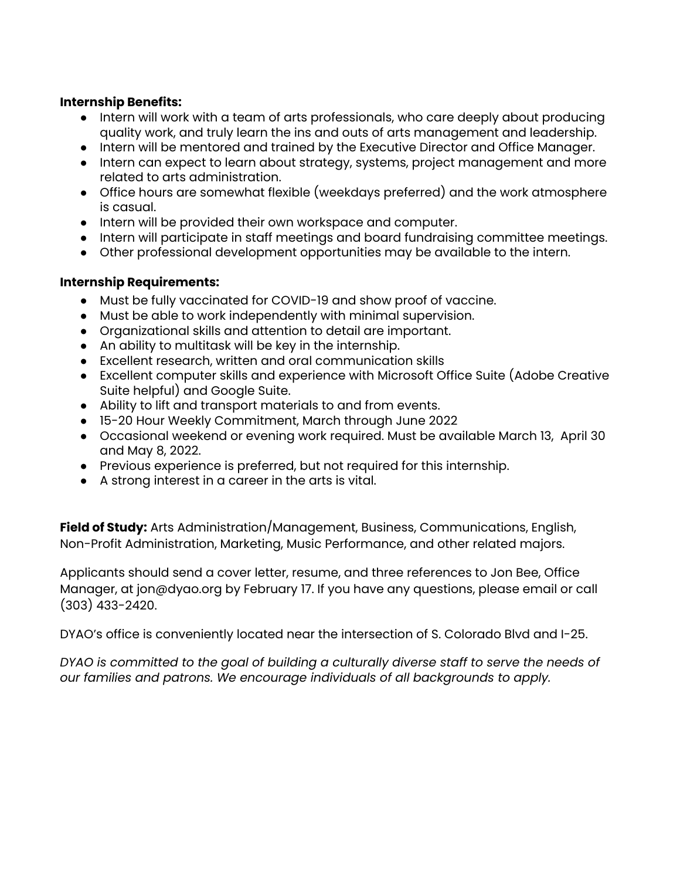**Internship Benefits:**

- Intern will work with a team of arts professionals, who care deeply about producing quality work, and truly learn the ins and outs of arts management and leadership.
- Intern will be mentored and trained by the Executive Director and Office Manager.
- Intern can expect to learn about strategy, systems, project management and more related to arts administration.
- Office hours are somewhat flexible (weekdays preferred) and the work atmosphere is casual.
- Intern will be provided their own workspace and computer.
- Intern will participate in staff meetings and board fundraising committee meetings.
- Other professional development opportunities may be available to the intern.

**Internship Requirements:**

- Must be fully vaccinated for COVID-19 and show proof of vaccine.
- Must be able to work independently with minimal supervision.
- Organizational skills and attention to detail are important.
- An ability to multitask will be key in the internship.
- Excellent research, written and oral communication skills
- Excellent computer skills and experience with Microsoft Office Suite (Adobe Creative Suite helpful) and Google Suite.
- Ability to lift and transport materials to and from events.
- 15-20 Hour Weekly Commitment, March through June 2022
- Occasional weekend or evening work required. Must be available March 13, April 30 and May 8, 2022.
- Previous experience is preferred, but not required for this internship.
- A strong interest in a career in the arts is vital.

**Field of Study:** Arts Administration/Management, Business, Communications, English, Non-Profit Administration, Marketing, Music Performance, and other related majors.

Applicants should send a cover letter, resume, and three references to Jon Bee, Office Manager, at jon@dyao.org by February 17. If you have any questions, please email or call (303) 433-2420.

DYAO's office is conveniently located near the intersection of S. Colorado Blvd and I-25.

*DYAO is committed to the goal of building a culturally diverse staff to serve the needs of our families and patrons. We encourage individuals of all backgrounds to apply.*